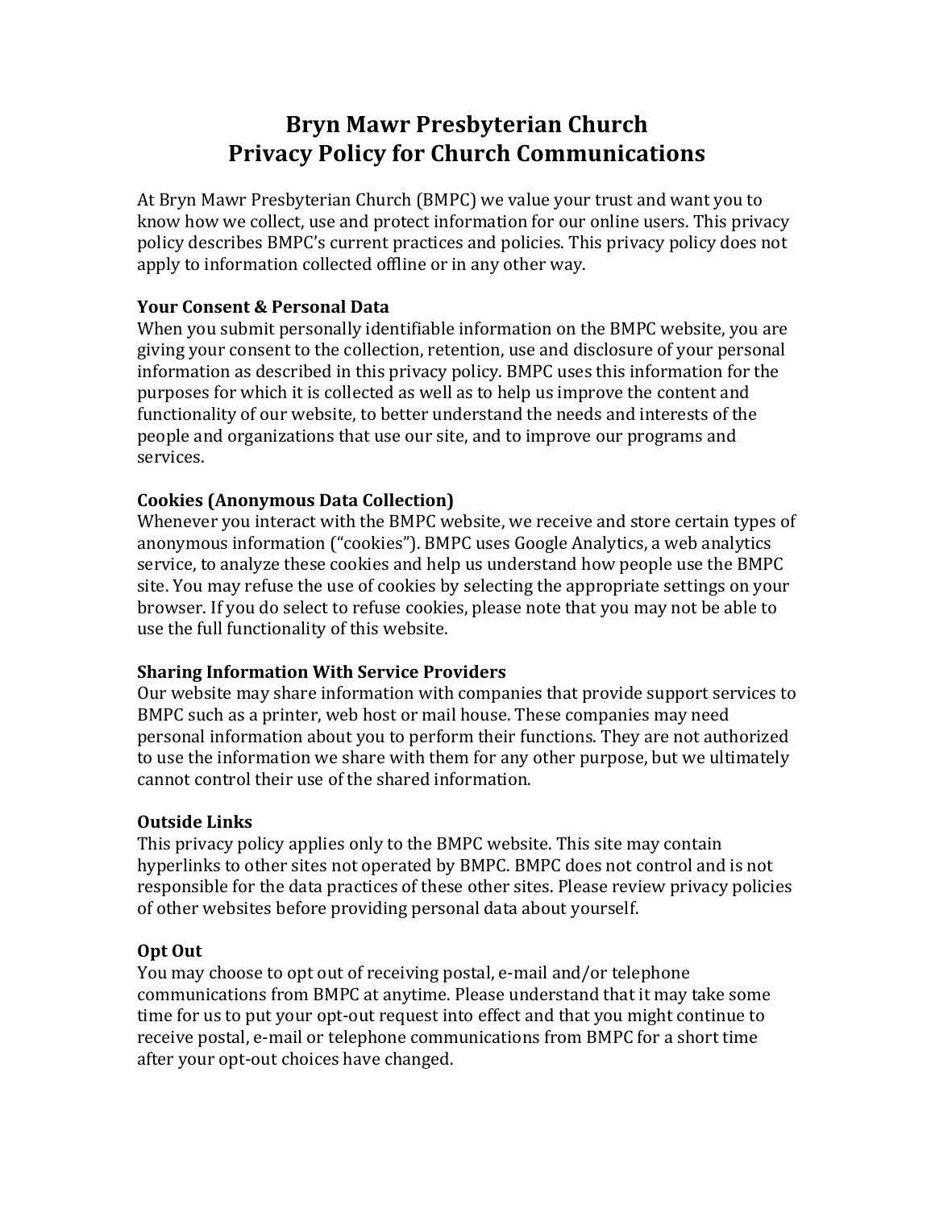# Bryn Mawr Presbyterian Church
# Privacy Policy for Church Communications

At Bryn Mawr Presbyterian Church (BMPC) we value your trust and want you to know how we collect, use and protect information for our online users. This privacy policy describes BMPC's current practices and policies. This privacy policy does not apply to information collected offline or in any other way.

**Your Consent & Personal Data**

When you submit personally identifiable information on the BMPC website, you are giving your consent to the collection, retention, use and disclosure of your personal information as described in this privacy policy. BMPC uses this information for the purposes for which it is collected as well as to help us improve the content and functionality of our website, to better understand the needs and interests of the people and organizations that use our site, and to improve our programs and services.

**Cookies (Anonymous Data Collection)**

Whenever you interact with the BMPC website, we receive and store certain types of anonymous information ("cookies"). BMPC uses Google Analytics, a web analytics service, to analyze these cookies and help us understand how people use the BMPC site. You may refuse the use of cookies by selecting the appropriate settings on your browser. If you do select to refuse cookies, please note that you may not be able to use the full functionality of this website.

**Sharing Information With Service Providers**

Our website may share information with companies that provide support services to BMPC such as a printer, web host or mail house. These companies may need personal information about you to perform their functions. They are not authorized to use the information we share with them for any other purpose, but we ultimately cannot control their use of the shared information.

**Outside Links**

This privacy policy applies only to the BMPC website. This site may contain hyperlinks to other sites not operated by BMPC. BMPC does not control and is not responsible for the data practices of these other sites. Please review privacy policies of other websites before providing personal data about yourself.

**Opt Out**

You may choose to opt out of receiving postal, e-mail and/or telephone communications from BMPC at anytime. Please understand that it may take some time for us to put your opt-out request into effect and that you might continue to receive postal, e-mail or telephone communications from BMPC for a short time after your opt-out choices have changed.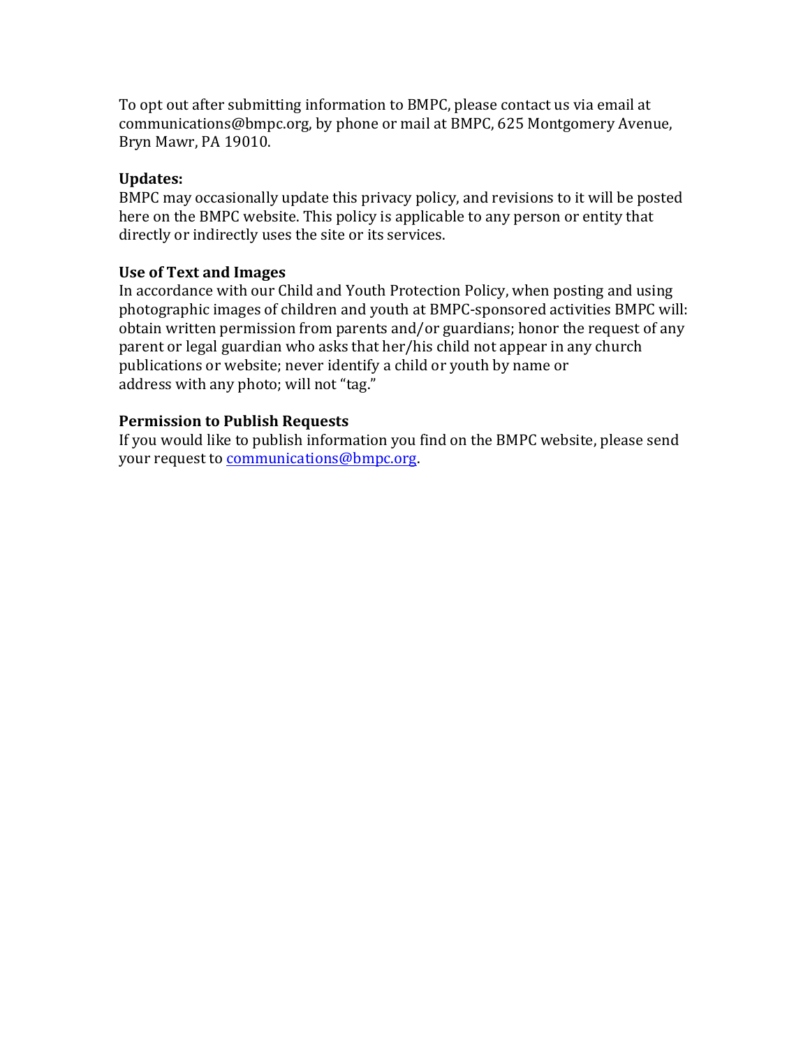To opt out after submitting information to BMPC, please contact us via email at communications@bmpc.org, by phone or mail at BMPC, 625 Montgomery Avenue, Bryn Mawr, PA 19010.

**Updates:**
BMPC may occasionally update this privacy policy, and revisions to it will be posted here on the BMPC website. This policy is applicable to any person or entity that directly or indirectly uses the site or its services.

**Use of Text and Images**
In accordance with our Child and Youth Protection Policy, when posting and using photographic images of children and youth at BMPC-sponsored activities BMPC will: obtain written permission from parents and/or guardians; honor the request of any parent or legal guardian who asks that her/his child not appear in any church publications or website; never identify a child or youth by name or address with any photo; will not "tag."

**Permission to Publish Requests**
If you would like to publish information you find on the BMPC website, please send your request to communications@bmpc.org.